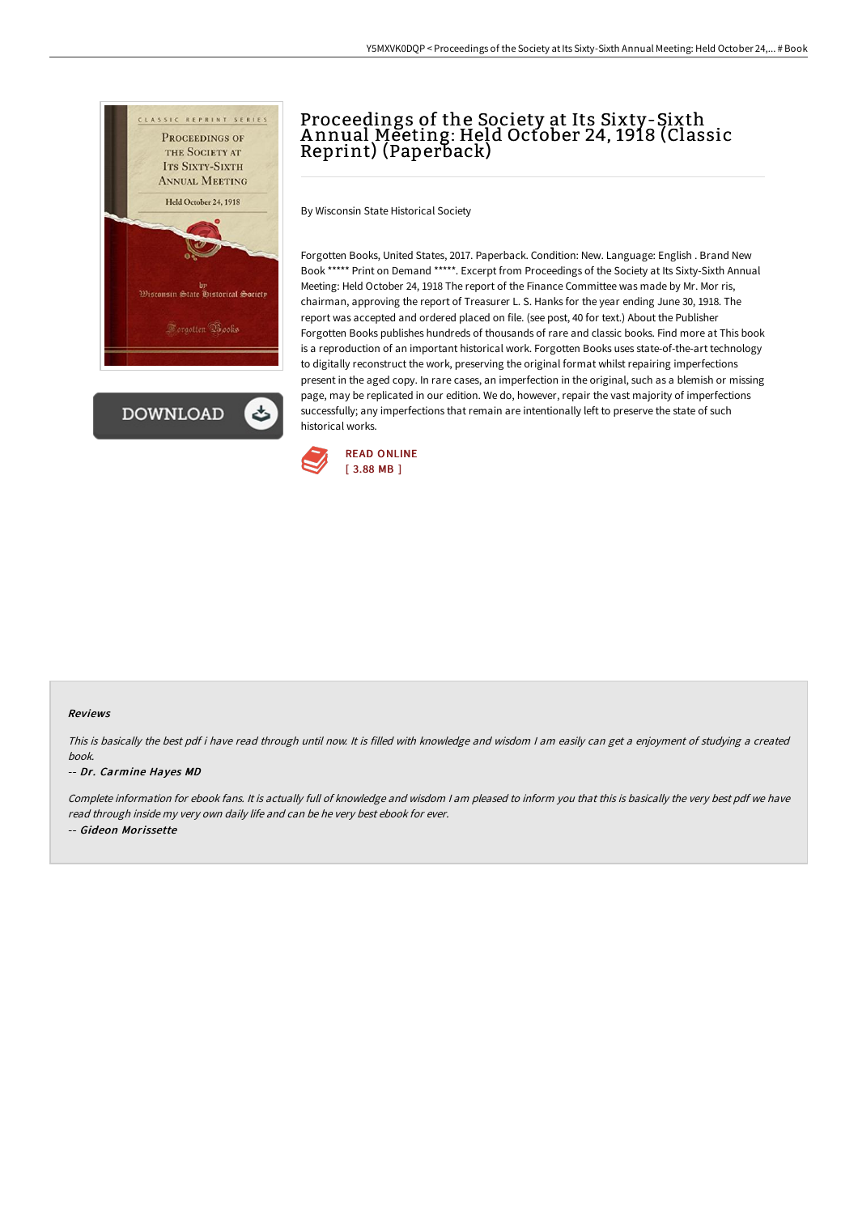# Proceedings of the Society at Its Sixty-Sixth Annual Meeting: Held October 24, 1918 (Classic Reprint) (Paperback)

By Wisconsin State Historical Society

Forgotten Books, United States, 2017. Paperback. Condition: New. Language: English . Brand New Book ***** Print on Demand *****. Excerpt from Proceedings of the Society at Its Sixty-Sixth Annual Meeting: Held October 24, 1918 The report of the Finance Committee was made by Mr. Mor ris, chairman, approving the report of Treasurer L. S. Hanks for the year ending June 30, 1918. The report was accepted and ordered placed on file. (see post, 40 for text.) About the Publisher Forgotten Books publishes hundreds of thousands of rare and classic books. Find more at This book is a reproduction of an important historical work. Forgotten Books uses state-of-the-art technology to digitally reconstruct the work, preserving the original format whilst repairing imperfections present in the aged copy. In rare cases, an imperfection in the original, such as a blemish or missing page, may be replicated in our edition. We do, however, repair the vast majority of imperfections successfully; any imperfections that remain are intentionally left to preserve the state of such historical works.

READ ONLINE
[ 3.88 MB ]

### Reviews

*This is basically the best pdf i have read through until now. It is filled with knowledge and wisdom I am easily can get a enjoyment of studying a created book.*

*-- Dr. Carmine Hayes MD*

*Complete information for ebook fans. It is actually full of knowledge and wisdom I am pleased to inform you that this is basically the very best pdf we have read through inside my very own daily life and can be he very best ebook for ever.*

*-- Gideon Morissette*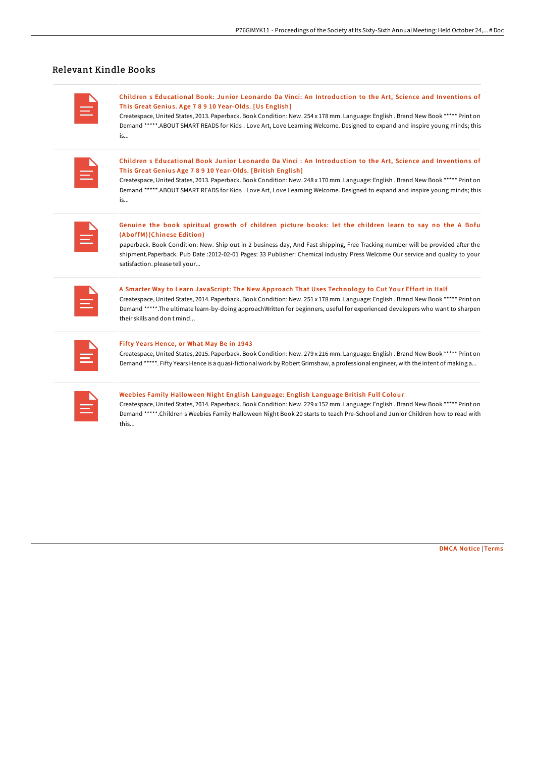## Relevant Kindle Books

### Children s Educational Book: Junior Leonardo Da Vinci: An Introduction to the Art, Science and Inventions of This Great Genius. Age 7 8 9 10 Year-Olds. [Us English]

Createspace, United States, 2013. Paperback. Book Condition: New. 254 x 178 mm. Language: English . Brand New Book ***** Print on Demand *****.ABOUT SMART READS for Kids . Love Art, Love Learning Welcome. Designed to expand and inspire young minds; this is...

### Children s Educational Book Junior Leonardo Da Vinci : An Introduction to the Art, Science and Inventions of This Great Genius Age 7 8 9 10 Year-Olds. [British English]

Createspace, United States, 2013. Paperback. Book Condition: New. 248 x 170 mm. Language: English . Brand New Book ***** Print on Demand *****.ABOUT SMART READS for Kids . Love Art, Love Learning Welcome. Designed to expand and inspire young minds; this is...

### Genuine the book spiritual growth of children picture books: let the children learn to say no the A Bofu (AboffM)(Chinese Edition)

paperback. Book Condition: New. Ship out in 2 business day, And Fast shipping, Free Tracking number will be provided after the shipment.Paperback. Pub Date :2012-02-01 Pages: 33 Publisher: Chemical Industry Press Welcome Our service and quality to your satisfaction. please tell your...

### A Smarter Way to Learn JavaScript: The New Approach That Uses Technology to Cut Your Effort in Half

Createspace, United States, 2014. Paperback. Book Condition: New. 251 x 178 mm. Language: English . Brand New Book ***** Print on Demand *****.The ultimate learn-by-doing approachWritten for beginners, useful for experienced developers who want to sharpen their skills and don t mind...

### Fifty Years Hence, or What May Be in 1943

Createspace, United States, 2015. Paperback. Book Condition: New. 279 x 216 mm. Language: English . Brand New Book ***** Print on Demand *****. Fifty Years Hence is a quasi-fictional work by Robert Grimshaw, a professional engineer, with the intent of making a...

### Weebies Family Halloween Night English Language: English Language British Full Colour

Createspace, United States, 2014. Paperback. Book Condition: New. 229 x 152 mm. Language: English . Brand New Book ***** Print on Demand *****.Children s Weebies Family Halloween Night Book 20 starts to teach Pre-School and Junior Children how to read with this...